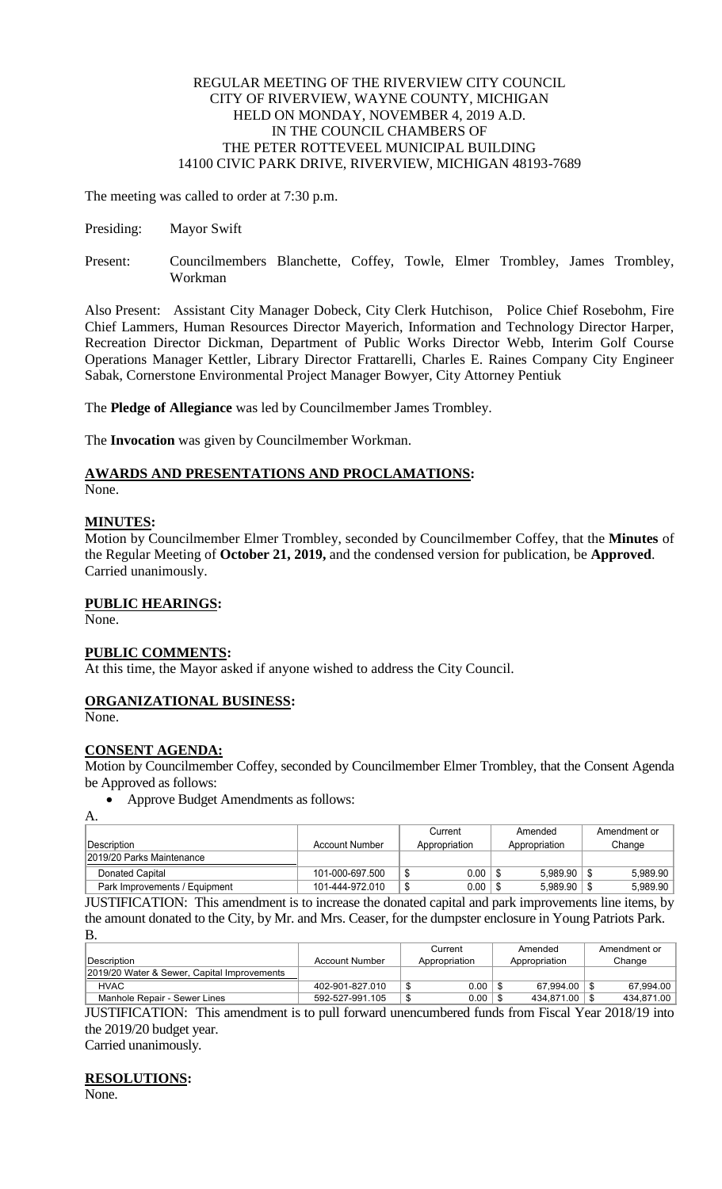REGULAR MEETING OF THE RIVERVIEW CITY COUNCIL
CITY OF RIVERVIEW, WAYNE COUNTY, MICHIGAN
HELD ON MONDAY, NOVEMBER 4, 2019 A.D.
IN THE COUNCIL CHAMBERS OF
THE PETER ROTTEVEEL MUNICIPAL BUILDING
14100 CIVIC PARK DRIVE, RIVERVIEW, MICHIGAN 48193-7689

The meeting was called to order at 7:30 p.m.

Presiding: Mayor Swift

Present: Councilmembers Blanchette, Coffey, Towle, Elmer Trombley, James Trombley, Workman

Also Present: Assistant City Manager Dobeck, City Clerk Hutchison, Police Chief Rosebohm, Fire Chief Lammers, Human Resources Director Mayerich, Information and Technology Director Harper, Recreation Director Dickman, Department of Public Works Director Webb, Interim Golf Course Operations Manager Kettler, Library Director Frattarelli, Charles E. Raines Company City Engineer Sabak, Cornerstone Environmental Project Manager Bowyer, City Attorney Pentiuk

The **Pledge of Allegiance** was led by Councilmember James Trombley.

The **Invocation** was given by Councilmember Workman.

## AWARDS AND PRESENTATIONS AND PROCLAMATIONS:

None.

## MINUTES:

Motion by Councilmember Elmer Trombley, seconded by Councilmember Coffey, that the **Minutes** of the Regular Meeting of **October 21, 2019,** and the condensed version for publication, be **Approved**. Carried unanimously.

## PUBLIC HEARINGS:

None.

## PUBLIC COMMENTS:

At this time, the Mayor asked if anyone wished to address the City Council.

## ORGANIZATIONAL BUSINESS:

None.

## CONSENT AGENDA:

Motion by Councilmember Coffey, seconded by Councilmember Elmer Trombley, that the Consent Agenda be Approved as follows:

- Approve Budget Amendments as follows:

A.

| Description | Account Number | Current Appropriation | Amended Appropriation | Amendment or Change |
|---|---|---|---|---|
| 2019/20 Parks Maintenance | | | | |
| Donated Capital | 101-000-697.500 | $ 0.00 | $ 5,989.90 | $ 5,989.90 |
| Park Improvements / Equipment | 101-444-972.010 | $ 0.00 | $ 5,989.90 | $ 5,989.90 |

JUSTIFICATION: This amendment is to increase the donated capital and park improvements line items, by the amount donated to the City, by Mr. and Mrs. Ceaser, for the dumpster enclosure in Young Patriots Park.

B.

| Description | Account Number | Current Appropriation | Amended Appropriation | Amendment or Change |
|---|---|---|---|---|
| 2019/20 Water & Sewer, Capital Improvements | | | | |
| HVAC | 402-901-827.010 | $ 0.00 | $ 67,994.00 | $ 67,994.00 |
| Manhole Repair - Sewer Lines | 592-527-991.105 | $ 0.00 | $ 434,871.00 | $ 434,871.00 |

JUSTIFICATION: This amendment is to pull forward unencumbered funds from Fiscal Year 2018/19 into the 2019/20 budget year.

Carried unanimously.

## RESOLUTIONS:

None.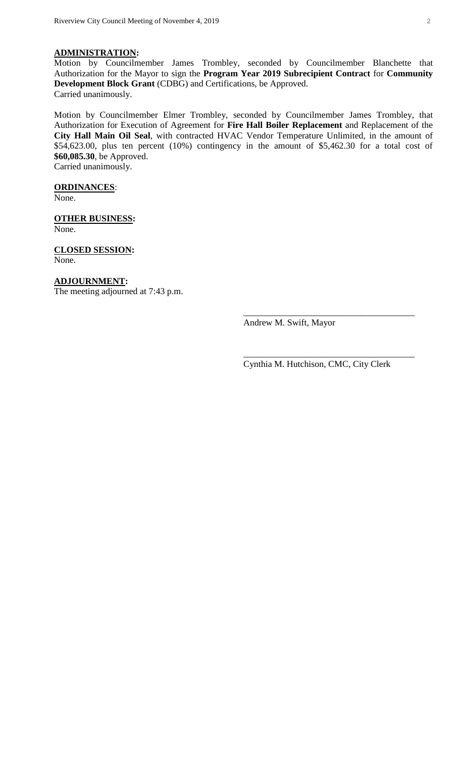**ADMINISTRATION:**

Motion by Councilmember James Trombley, seconded by Councilmember Blanchette that Authorization for the Mayor to sign the **Program Year 2019 Subrecipient Contract** for **Community Development Block Grant** (CDBG) and Certifications, be Approved.
Carried unanimously.

Motion by Councilmember Elmer Trombley, seconded by Councilmember James Trombley, that Authorization for Execution of Agreement for **Fire Hall Boiler Replacement** and Replacement of the **City Hall Main Oil Seal**, with contracted HVAC Vendor Temperature Unlimited, in the amount of $54,623.00, plus ten percent (10%) contingency in the amount of $5,462.30 for a total cost of **$60,085.30**, be Approved.
Carried unanimously.

**ORDINANCES**:
None.

**OTHER BUSINESS:**
None.

**CLOSED SESSION:**
None.

**ADJOURNMENT:**
The meeting adjourned at 7:43 p.m.

______________________________________
Andrew M. Swift, Mayor

______________________________________
Cynthia M. Hutchison, CMC, City Clerk